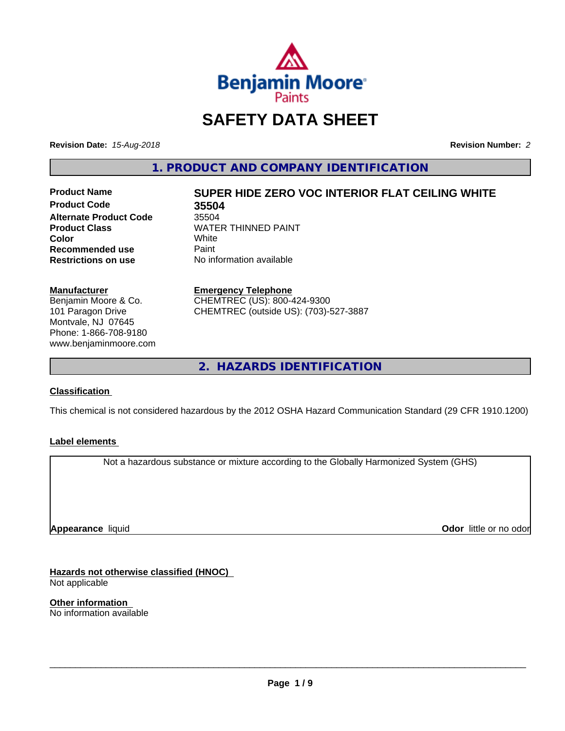Benjamin Moore Paints

# SAFETY DATA SHEET

**Revision Date:** *15-Aug-2018*

**Revision Number:** *2*

## 1. PRODUCT AND COMPANY IDENTIFICATION

| | |
|---|---|
| **Product Name** | **SUPER HIDE ZERO VOC INTERIOR FLAT CEILING WHITE** |
| **Product Code** | **35504** |
| **Alternate Product Code** | 35504 |
| **Product Class** | WATER THINNED PAINT |
| **Color** | White |
| **Recommended use** | Paint |
| **Restrictions on use** | No information available |

**Manufacturer**
Benjamin Moore & Co.
101 Paragon Drive
Montvale, NJ 07645
Phone: 1-866-708-9180
www.benjaminmoore.com

**Emergency Telephone**
CHEMTREC (US): 800-424-9300
CHEMTREC (outside US): (703)-527-3887

## 2. HAZARDS IDENTIFICATION

**Classification**

This chemical is not considered hazardous by the 2012 OSHA Hazard Communication Standard (29 CFR 1910.1200)

**Label elements**

Not a hazardous substance or mixture according to the Globally Harmonized System (GHS)

**Appearance** liquid

**Odor** little or no odor

**Hazards not otherwise classified (HNOC)**
Not applicable

**Other information**
No information available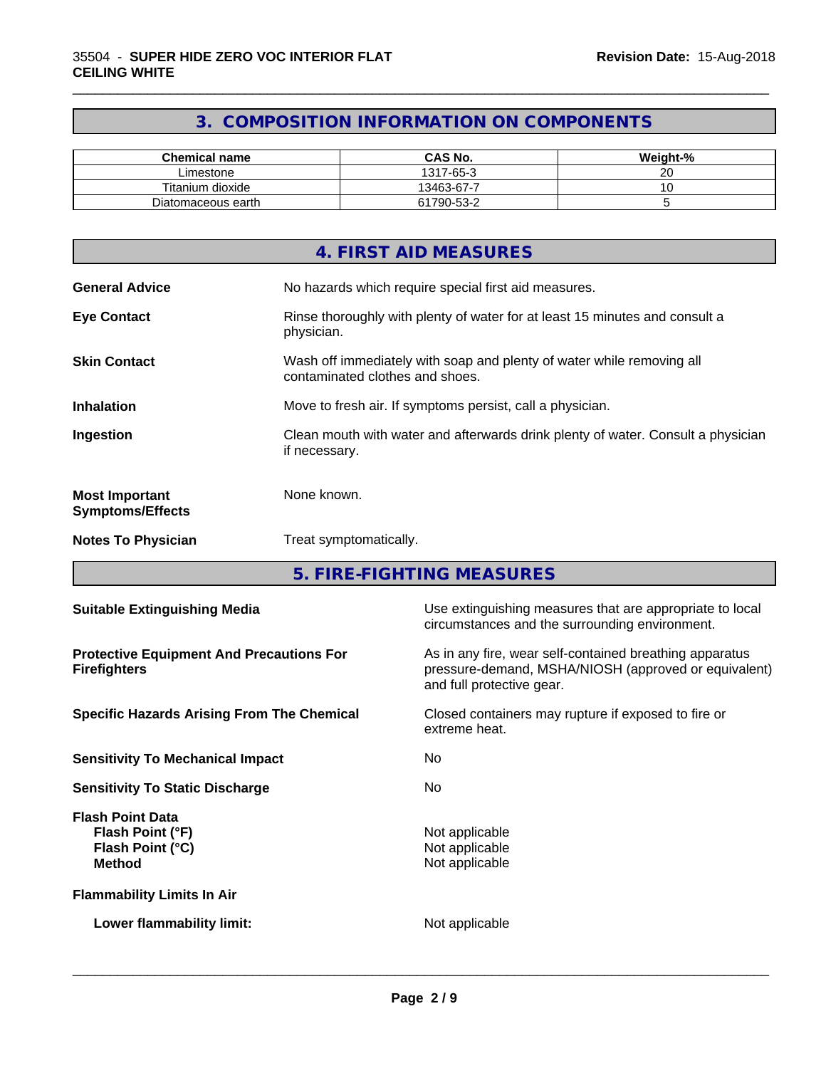## 3. COMPOSITION INFORMATION ON COMPONENTS

| Chemical name | CAS No. | Weight-% |
|---|---|---|
| Limestone | 1317-65-3 | 20 |
| Titanium dioxide | 13463-67-7 | 10 |
| Diatomaceous earth | 61790-53-2 | 5 |

## 4. FIRST AID MEASURES

**General Advice**
No hazards which require special first aid measures.

**Eye Contact**
Rinse thoroughly with plenty of water for at least 15 minutes and consult a physician.

**Skin Contact**
Wash off immediately with soap and plenty of water while removing all contaminated clothes and shoes.

**Inhalation**
Move to fresh air. If symptoms persist, call a physician.

**Ingestion**
Clean mouth with water and afterwards drink plenty of water. Consult a physician if necessary.

**Most Important Symptoms/Effects**
None known.

**Notes To Physician**
Treat symptomatically.

## 5. FIRE-FIGHTING MEASURES

**Suitable Extinguishing Media**
Use extinguishing measures that are appropriate to local circumstances and the surrounding environment.

**Protective Equipment And Precautions For Firefighters**
As in any fire, wear self-contained breathing apparatus pressure-demand, MSHA/NIOSH (approved or equivalent) and full protective gear.

**Specific Hazards Arising From The Chemical**
Closed containers may rupture if exposed to fire or extreme heat.

**Sensitivity To Mechanical Impact**
No

**Sensitivity To Static Discharge**
No

**Flash Point Data**

- **Flash Point (°F)**: Not applicable
- **Flash Point (°C)**: Not applicable
- **Method**: Not applicable

**Flammability Limits In Air**

- **Lower flammability limit:** Not applicable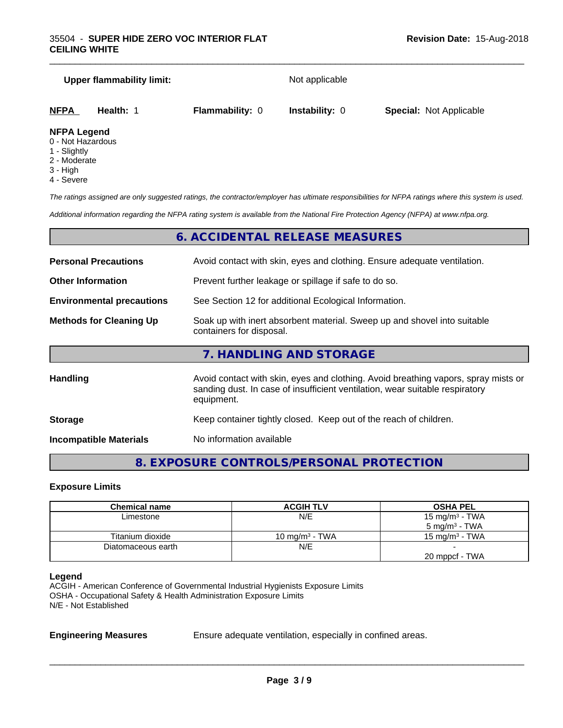**Upper flammability limit:** Not applicable

| **NFPA** | **Health:** 1 | **Flammability:** 0 | **Instability:** 0 | **Special:** Not Applicable |
|---|---|---|---|---|

**NFPA Legend**
- 0 - Not Hazardous
- 1 - Slightly
- 2 - Moderate
- 3 - High
- 4 - Severe

*The ratings assigned are only suggested ratings, the contractor/employer has ultimate responsibilities for NFPA ratings where this system is used.*

*Additional information regarding the NFPA rating system is available from the National Fire Protection Agency (NFPA) at www.nfpa.org.*

## 6. ACCIDENTAL RELEASE MEASURES

**Personal Precautions** Avoid contact with skin, eyes and clothing. Ensure adequate ventilation.

**Other Information** Prevent further leakage or spillage if safe to do so.

**Environmental precautions** See Section 12 for additional Ecological Information.

**Methods for Cleaning Up** Soak up with inert absorbent material. Sweep up and shovel into suitable containers for disposal.

## 7. HANDLING AND STORAGE

**Handling** Avoid contact with skin, eyes and clothing. Avoid breathing vapors, spray mists or sanding dust. In case of insufficient ventilation, wear suitable respiratory equipment.

**Storage** Keep container tightly closed. Keep out of the reach of children.

**Incompatible Materials** No information available

## 8. EXPOSURE CONTROLS/PERSONAL PROTECTION

### Exposure Limits

| Chemical name | ACGIH TLV | OSHA PEL |
|---|---|---|
| Limestone | N/E | 15 mg/m³ - TWA<br>5 mg/m³ - TWA |
| Titanium dioxide | 10 mg/m³ - TWA | 15 mg/m³ - TWA |
| Diatomaceous earth | N/E | -<br>20 mppcf - TWA |

**Legend**
ACGIH - American Conference of Governmental Industrial Hygienists Exposure Limits
OSHA - Occupational Safety & Health Administration Exposure Limits
N/E - Not Established

**Engineering Measures** Ensure adequate ventilation, especially in confined areas.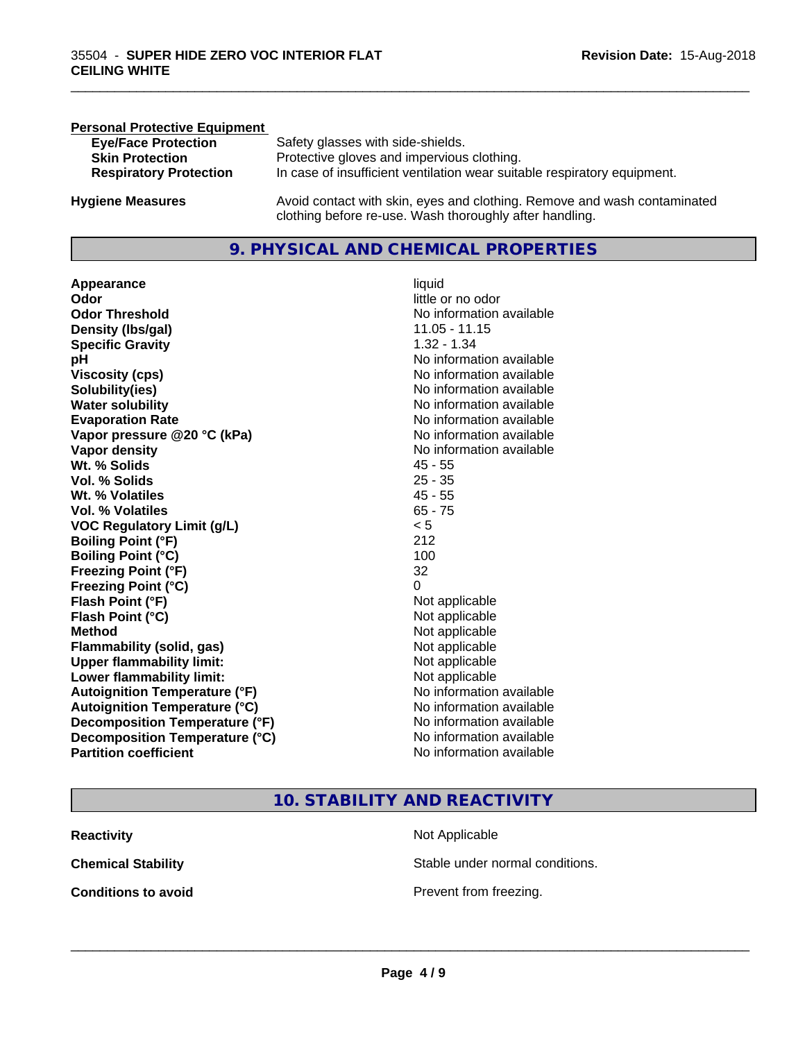**Personal Protective Equipment**

| | |
|---|---|
| **Eye/Face Protection** | Safety glasses with side-shields. |
| **Skin Protection** | Protective gloves and impervious clothing. |
| **Respiratory Protection** | In case of insufficient ventilation wear suitable respiratory equipment. |

**Hygiene Measures** Avoid contact with skin, eyes and clothing. Remove and wash contaminated clothing before re-use. Wash thoroughly after handling.

## 9. PHYSICAL AND CHEMICAL PROPERTIES

| | |
|---|---|
| **Appearance** | liquid |
| **Odor** | little or no odor |
| **Odor Threshold** | No information available |
| **Density (lbs/gal)** | 11.05 - 11.15 |
| **Specific Gravity** | 1.32 - 1.34 |
| **pH** | No information available |
| **Viscosity (cps)** | No information available |
| **Solubility(ies)** | No information available |
| **Water solubility** | No information available |
| **Evaporation Rate** | No information available |
| **Vapor pressure @20 °C (kPa)** | No information available |
| **Vapor density** | No information available |
| **Wt. % Solids** | 45 - 55 |
| **Vol. % Solids** | 25 - 35 |
| **Wt. % Volatiles** | 45 - 55 |
| **Vol. % Volatiles** | 65 - 75 |
| **VOC Regulatory Limit (g/L)** | < 5 |
| **Boiling Point (°F)** | 212 |
| **Boiling Point (°C)** | 100 |
| **Freezing Point (°F)** | 32 |
| **Freezing Point (°C)** | 0 |
| **Flash Point (°F)** | Not applicable |
| **Flash Point (°C)** | Not applicable |
| **Method** | Not applicable |
| **Flammability (solid, gas)** | Not applicable |
| **Upper flammability limit:** | Not applicable |
| **Lower flammability limit:** | Not applicable |
| **Autoignition Temperature (°F)** | No information available |
| **Autoignition Temperature (°C)** | No information available |
| **Decomposition Temperature (°F)** | No information available |
| **Decomposition Temperature (°C)** | No information available |
| **Partition coefficient** | No information available |

## 10. STABILITY AND REACTIVITY

| | |
|---|---|
| **Reactivity** | Not Applicable |
| **Chemical Stability** | Stable under normal conditions. |
| **Conditions to avoid** | Prevent from freezing. |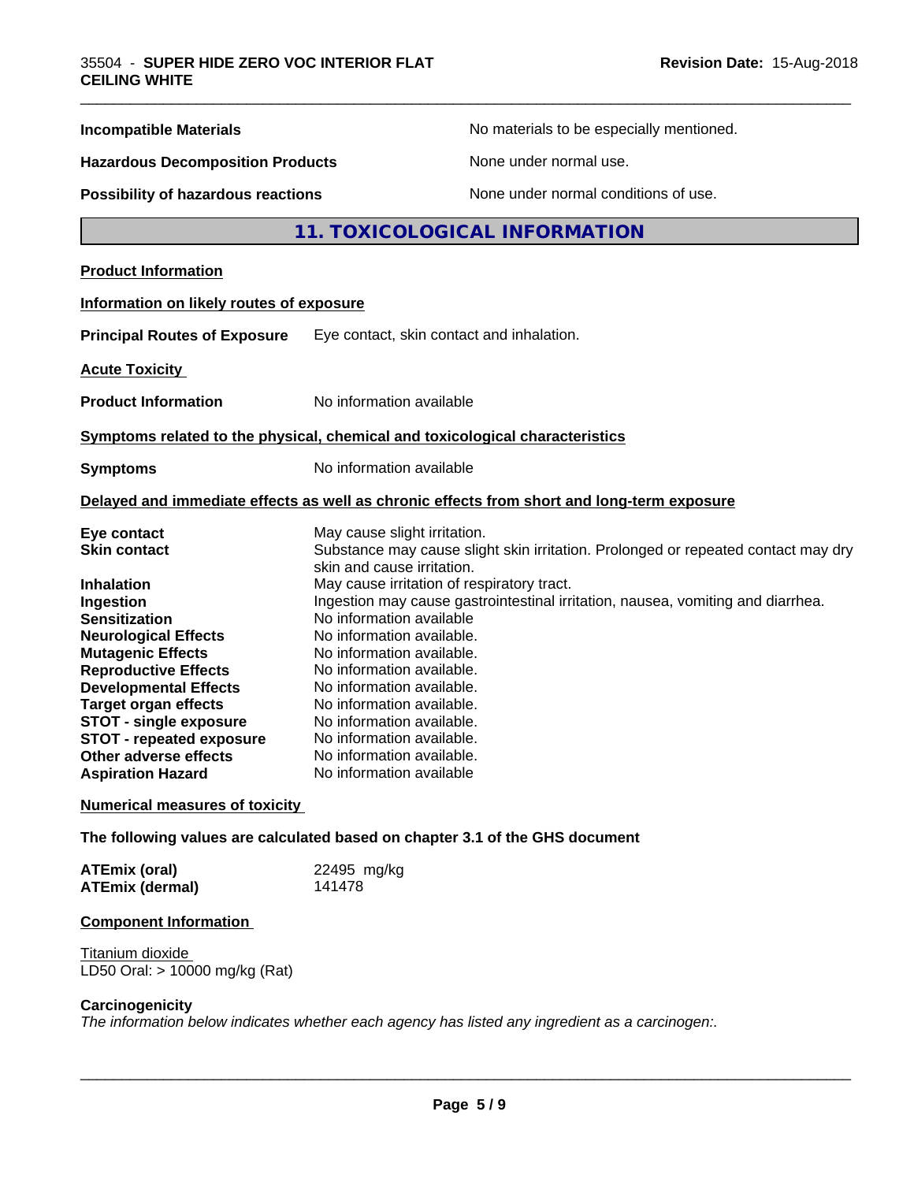| | |
|---|---|
| **Incompatible Materials** | No materials to be especially mentioned. |
| **Hazardous Decomposition Products** | None under normal use. |
| **Possibility of hazardous reactions** | None under normal conditions of use. |

## 11. TOXICOLOGICAL INFORMATION

**Product Information**

**Information on likely routes of exposure**

**Principal Routes of Exposure** Eye contact, skin contact and inhalation.

**Acute Toxicity**

**Product Information** No information available

**Symptoms related to the physical, chemical and toxicological characteristics**

**Symptoms** No information available

**Delayed and immediate effects as well as chronic effects from short and long-term exposure**

| | |
|---|---|
| **Eye contact** | May cause slight irritation. |
| **Skin contact** | Substance may cause slight skin irritation. Prolonged or repeated contact may dry skin and cause irritation. |
| **Inhalation** | May cause irritation of respiratory tract. |
| **Ingestion** | Ingestion may cause gastrointestinal irritation, nausea, vomiting and diarrhea. |
| **Sensitization** | No information available |
| **Neurological Effects** | No information available. |
| **Mutagenic Effects** | No information available. |
| **Reproductive Effects** | No information available. |
| **Developmental Effects** | No information available. |
| **Target organ effects** | No information available. |
| **STOT - single exposure** | No information available. |
| **STOT - repeated exposure** | No information available. |
| **Other adverse effects** | No information available. |
| **Aspiration Hazard** | No information available |

**Numerical measures of toxicity**

**The following values are calculated based on chapter 3.1 of the GHS document**

| | |
|---|---|
| **ATEmix (oral)** | 22495 mg/kg |
| **ATEmix (dermal)** | 141478 |

**Component Information**

Titanium dioxide
LD50 Oral: > 10000 mg/kg (Rat)

**Carcinogenicity**

*The information below indicates whether each agency has listed any ingredient as a carcinogen:.*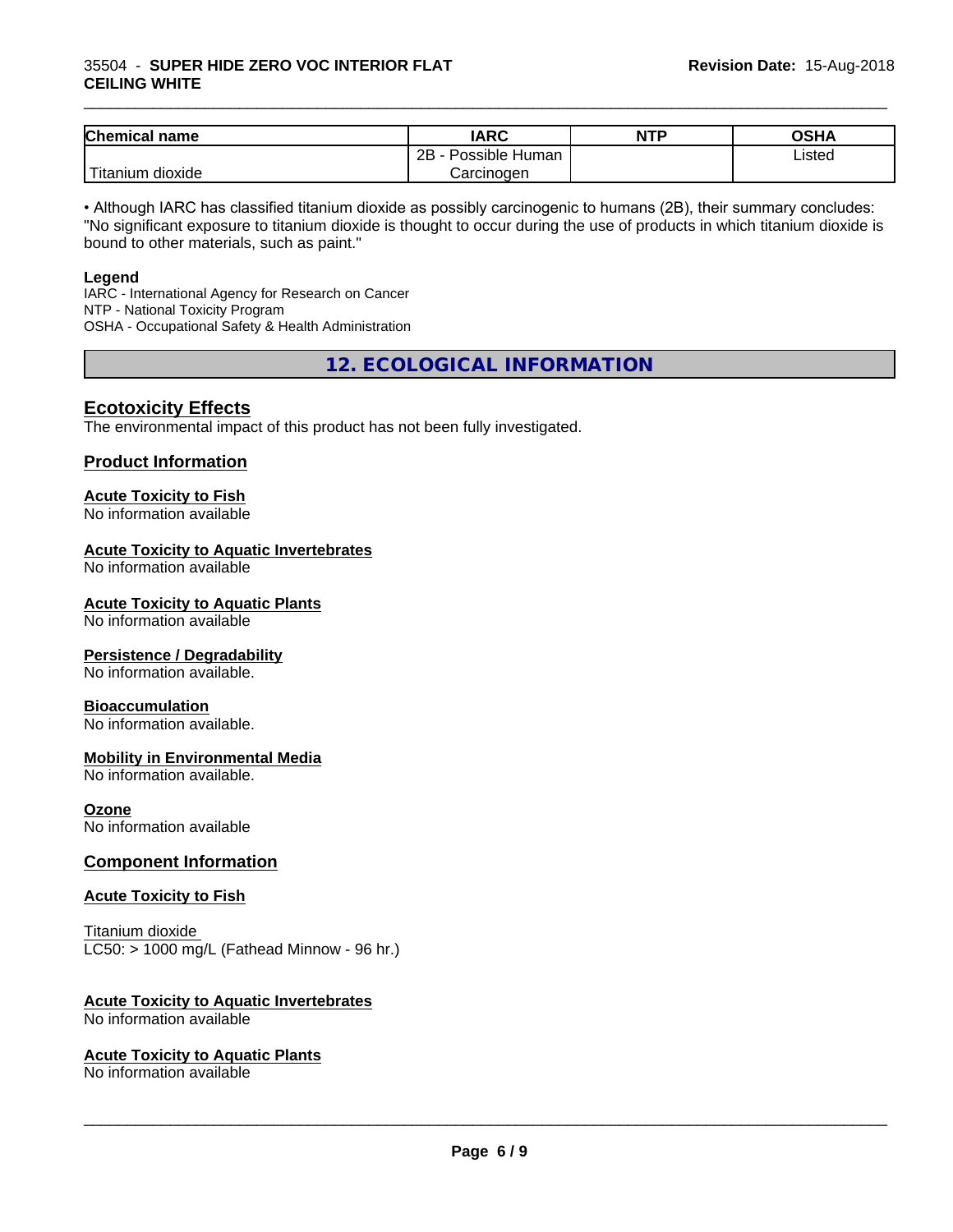| Chemical name | IARC | NTP | OSHA |
| --- | --- | --- | --- |
| Titanium dioxide | 2B - Possible Human Carcinogen | | Listed |

• Although IARC has classified titanium dioxide as possibly carcinogenic to humans (2B), their summary concludes: "No significant exposure to titanium dioxide is thought to occur during the use of products in which titanium dioxide is bound to other materials, such as paint."

**Legend**
IARC - International Agency for Research on Cancer
NTP - National Toxicity Program
OSHA - Occupational Safety & Health Administration

## 12. ECOLOGICAL INFORMATION

### Ecotoxicity Effects
The environmental impact of this product has not been fully investigated.

### Product Information

**Acute Toxicity to Fish**
No information available

**Acute Toxicity to Aquatic Invertebrates**
No information available

**Acute Toxicity to Aquatic Plants**
No information available

**Persistence / Degradability**
No information available.

**Bioaccumulation**
No information available.

**Mobility in Environmental Media**
No information available.

**Ozone**
No information available

### Component Information

**Acute Toxicity to Fish**

Titanium dioxide
LC50: > 1000 mg/L (Fathead Minnow - 96 hr.)

**Acute Toxicity to Aquatic Invertebrates**
No information available

**Acute Toxicity to Aquatic Plants**
No information available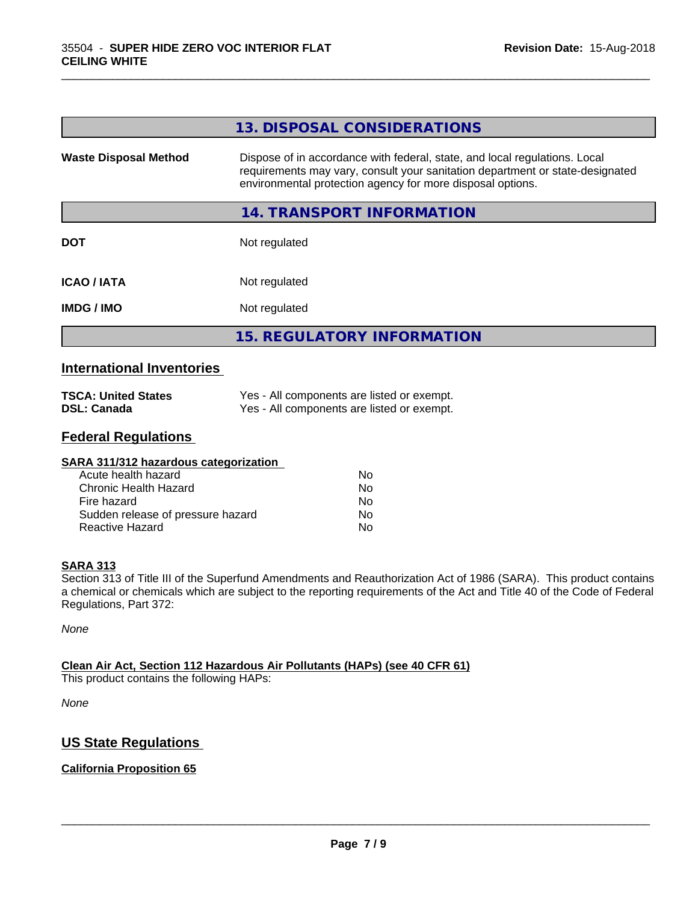## 13. DISPOSAL CONSIDERATIONS

| | |
|---|---|
| **Waste Disposal Method** | Dispose of in accordance with federal, state, and local regulations. Local requirements may vary, consult your sanitation department or state-designated environmental protection agency for more disposal options. |

## 14. TRANSPORT INFORMATION

| | |
|---|---|
| **DOT** | Not regulated |
| **ICAO / IATA** | Not regulated |
| **IMDG / IMO** | Not regulated |

## 15. REGULATORY INFORMATION

### International Inventories

| | |
|---|---|
| **TSCA: United States** | Yes - All components are listed or exempt. |
| **DSL: Canada** | Yes - All components are listed or exempt. |

### Federal Regulations

**SARA 311/312 hazardous categorization**

| | |
|---|---|
| Acute health hazard | No |
| Chronic Health Hazard | No |
| Fire hazard | No |
| Sudden release of pressure hazard | No |
| Reactive Hazard | No |

**SARA 313**

Section 313 of Title III of the Superfund Amendments and Reauthorization Act of 1986 (SARA). This product contains a chemical or chemicals which are subject to the reporting requirements of the Act and Title 40 of the Code of Federal Regulations, Part 372:

*None*

**Clean Air Act, Section 112 Hazardous Air Pollutants (HAPs) (see 40 CFR 61)**

This product contains the following HAPs:

*None*

### US State Regulations

**California Proposition 65**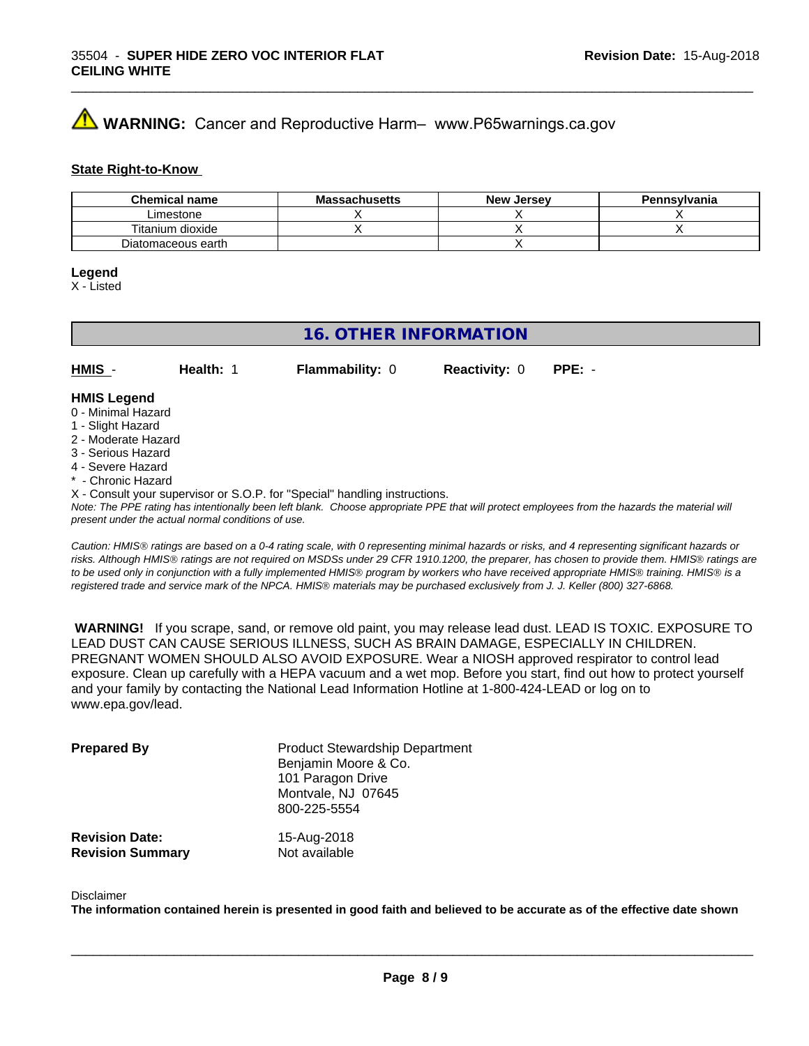**WARNING:** Cancer and Reproductive Harm– www.P65warnings.ca.gov

**State Right-to-Know**

| Chemical name | Massachusetts | New Jersey | Pennsylvania |
|---|---|---|---|
| Limestone | X | X | X |
| Titanium dioxide | X | X | X |
| Diatomaceous earth | | X | |

**Legend**
X - Listed

## 16. OTHER INFORMATION

**HMIS** - **Health:** 1 **Flammability:** 0 **Reactivity:** 0 **PPE:** -

**HMIS Legend**
0 - Minimal Hazard
1 - Slight Hazard
2 - Moderate Hazard
3 - Serious Hazard
4 - Severe Hazard
* - Chronic Hazard
X - Consult your supervisor or S.O.P. for "Special" handling instructions.

*Note: The PPE rating has intentionally been left blank. Choose appropriate PPE that will protect employees from the hazards the material will present under the actual normal conditions of use.*

*Caution: HMIS® ratings are based on a 0-4 rating scale, with 0 representing minimal hazards or risks, and 4 representing significant hazards or risks. Although HMIS® ratings are not required on MSDSs under 29 CFR 1910.1200, the preparer, has chosen to provide them. HMIS® ratings are to be used only in conjunction with a fully implemented HMIS® program by workers who have received appropriate HMIS® training. HMIS® is a registered trade and service mark of the NPCA. HMIS® materials may be purchased exclusively from J. J. Keller (800) 327-6868.*

**WARNING!** If you scrape, sand, or remove old paint, you may release lead dust. LEAD IS TOXIC. EXPOSURE TO LEAD DUST CAN CAUSE SERIOUS ILLNESS, SUCH AS BRAIN DAMAGE, ESPECIALLY IN CHILDREN. PREGNANT WOMEN SHOULD ALSO AVOID EXPOSURE. Wear a NIOSH approved respirator to control lead exposure. Clean up carefully with a HEPA vacuum and a wet mop. Before you start, find out how to protect yourself and your family by contacting the National Lead Information Hotline at 1-800-424-LEAD or log on to www.epa.gov/lead.

**Prepared By**
Product Stewardship Department
Benjamin Moore & Co.
101 Paragon Drive
Montvale, NJ 07645
800-225-5554

**Revision Date:** 15-Aug-2018
**Revision Summary** Not available

Disclaimer
**The information contained herein is presented in good faith and believed to be accurate as of the effective date shown**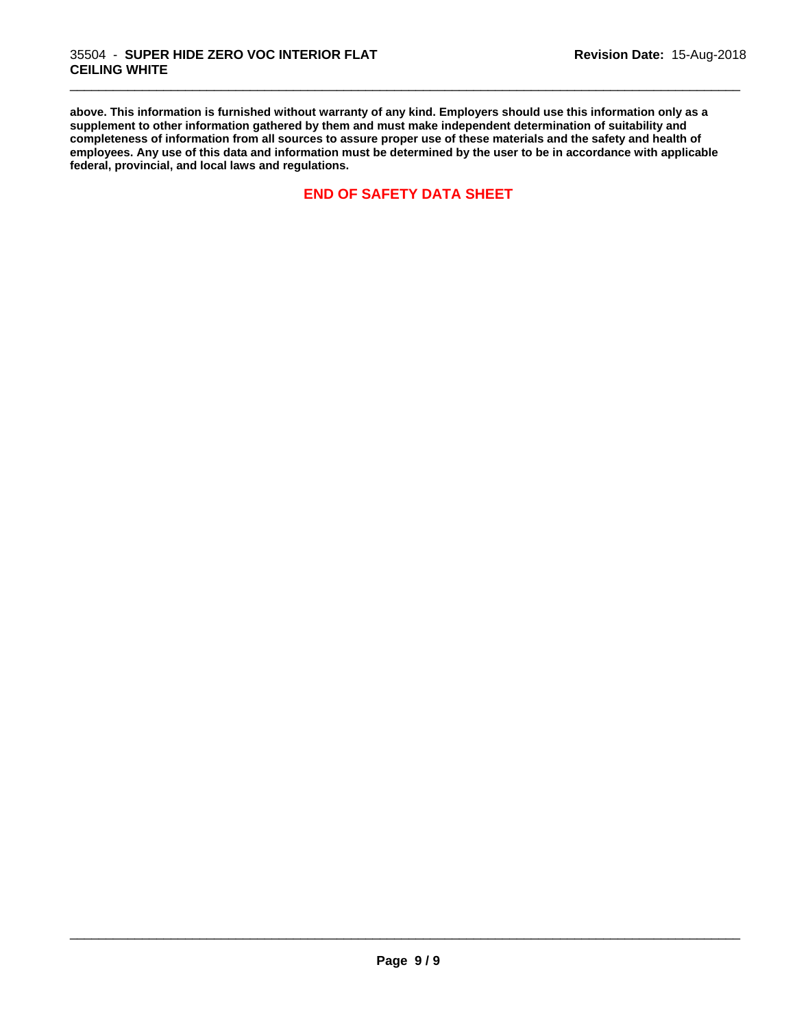**above. This information is furnished without warranty of any kind. Employers should use this information only as a supplement to other information gathered by them and must make independent determination of suitability and completeness of information from all sources to assure proper use of these materials and the safety and health of employees. Any use of this data and information must be determined by the user to be in accordance with applicable federal, provincial, and local laws and regulations.**

**END OF SAFETY DATA SHEET**